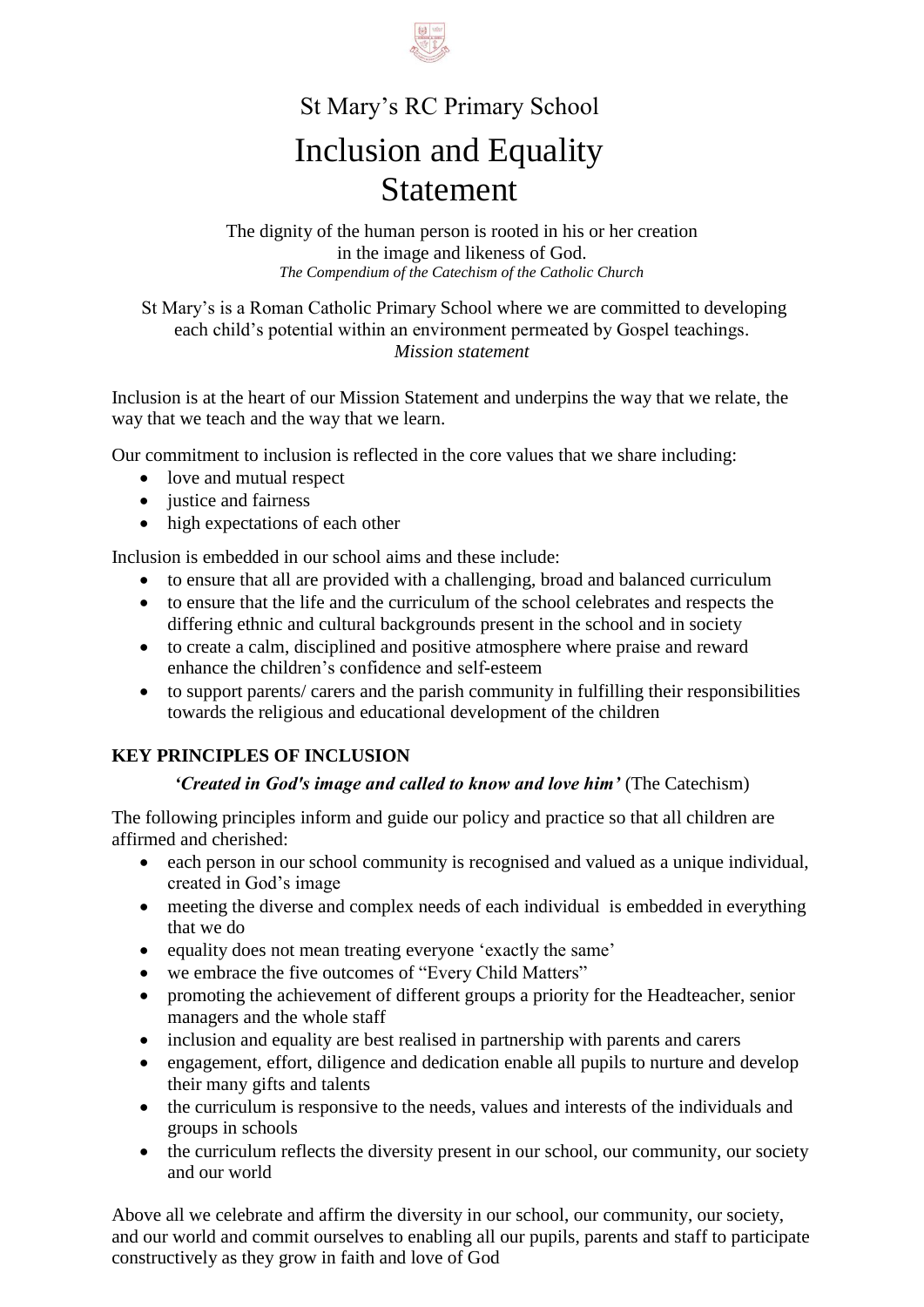St Mary's RC Primary School

# Inclusion and Equality Statement

The dignity of the human person is rooted in his or her creation in the image and likeness of God.
*The Compendium of the Catechism of the Catholic Church*

St Mary's is a Roman Catholic Primary School where we are committed to developing each child's potential within an environment permeated by Gospel teachings.
*Mission statement*

Inclusion is at the heart of our Mission Statement and underpins the way that we relate, the way that we teach and the way that we learn.

Our commitment to inclusion is reflected in the core values that we share including:

- love and mutual respect
- justice and fairness
- high expectations of each other

Inclusion is embedded in our school aims and these include:

- to ensure that all are provided with a challenging, broad and balanced curriculum
- to ensure that the life and the curriculum of the school celebrates and respects the differing ethnic and cultural backgrounds present in the school and in society
- to create a calm, disciplined and positive atmosphere where praise and reward enhance the children's confidence and self-esteem
- to support parents/ carers and the parish community in fulfilling their responsibilities towards the religious and educational development of the children

## KEY PRINCIPLES OF INCLUSION

***'Created in God's image and called to know and love him'*** (The Catechism)

The following principles inform and guide our policy and practice so that all children are affirmed and cherished:

- each person in our school community is recognised and valued as a unique individual, created in God's image
- meeting the diverse and complex needs of each individual is embedded in everything that we do
- equality does not mean treating everyone 'exactly the same'
- we embrace the five outcomes of "Every Child Matters"
- promoting the achievement of different groups a priority for the Headteacher, senior managers and the whole staff
- inclusion and equality are best realised in partnership with parents and carers
- engagement, effort, diligence and dedication enable all pupils to nurture and develop their many gifts and talents
- the curriculum is responsive to the needs, values and interests of the individuals and groups in schools
- the curriculum reflects the diversity present in our school, our community, our society and our world

Above all we celebrate and affirm the diversity in our school, our community, our society, and our world and commit ourselves to enabling all our pupils, parents and staff to participate constructively as they grow in faith and love of God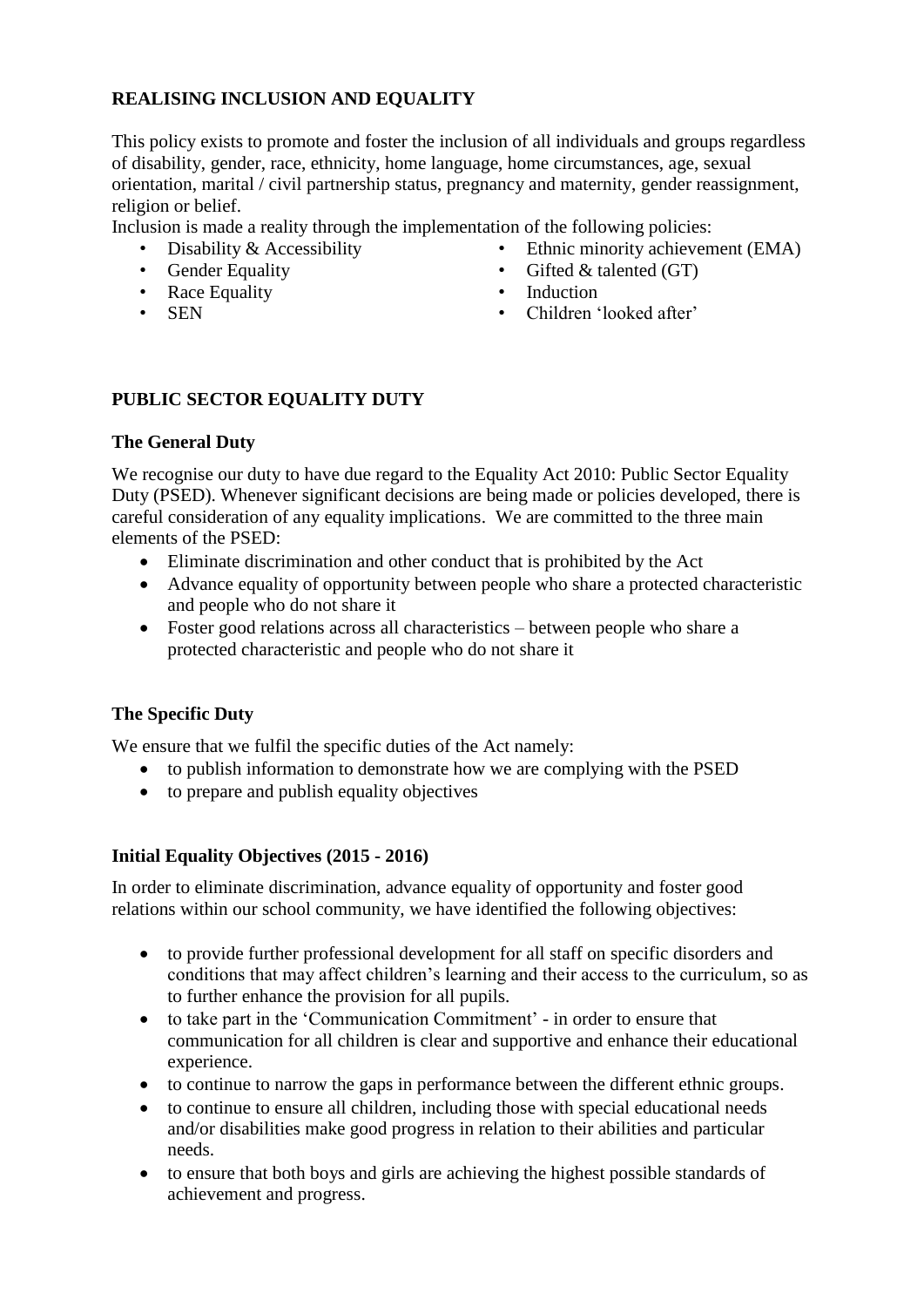## REALISING INCLUSION AND EQUALITY

This policy exists to promote and foster the inclusion of all individuals and groups regardless of disability, gender, race, ethnicity, home language, home circumstances, age, sexual orientation, marital / civil partnership status, pregnancy and maternity, gender reassignment, religion or belief.

Inclusion is made a reality through the implementation of the following policies:

- Disability & Accessibility
- Gender Equality
- Race Equality
- SEN
- Ethnic minority achievement (EMA)
- Gifted & talented (GT)
- Induction
- Children 'looked after'

## PUBLIC SECTOR EQUALITY DUTY

### The General Duty

We recognise our duty to have due regard to the Equality Act 2010: Public Sector Equality Duty (PSED). Whenever significant decisions are being made or policies developed, there is careful consideration of any equality implications. We are committed to the three main elements of the PSED:

- Eliminate discrimination and other conduct that is prohibited by the Act
- Advance equality of opportunity between people who share a protected characteristic and people who do not share it
- Foster good relations across all characteristics – between people who share a protected characteristic and people who do not share it

### The Specific Duty

We ensure that we fulfil the specific duties of the Act namely:

- to publish information to demonstrate how we are complying with the PSED
- to prepare and publish equality objectives

### Initial Equality Objectives (2015 - 2016)

In order to eliminate discrimination, advance equality of opportunity and foster good relations within our school community, we have identified the following objectives:

- to provide further professional development for all staff on specific disorders and conditions that may affect children's learning and their access to the curriculum, so as to further enhance the provision for all pupils.
- to take part in the 'Communication Commitment' - in order to ensure that communication for all children is clear and supportive and enhance their educational experience.
- to continue to narrow the gaps in performance between the different ethnic groups.
- to continue to ensure all children, including those with special educational needs and/or disabilities make good progress in relation to their abilities and particular needs.
- to ensure that both boys and girls are achieving the highest possible standards of achievement and progress.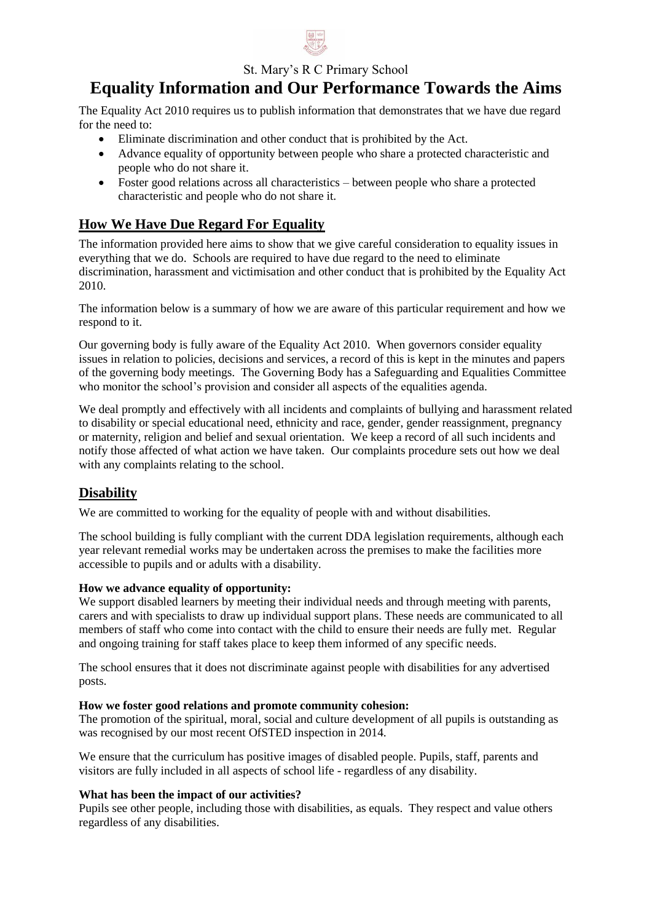St. Mary's R C Primary School

# Equality Information and Our Performance Towards the Aims

The Equality Act 2010 requires us to publish information that demonstrates that we have due regard for the need to:

- Eliminate discrimination and other conduct that is prohibited by the Act.
- Advance equality of opportunity between people who share a protected characteristic and people who do not share it.
- Foster good relations across all characteristics – between people who share a protected characteristic and people who do not share it.

## How We Have Due Regard For Equality

The information provided here aims to show that we give careful consideration to equality issues in everything that we do. Schools are required to have due regard to the need to eliminate discrimination, harassment and victimisation and other conduct that is prohibited by the Equality Act 2010.

The information below is a summary of how we are aware of this particular requirement and how we respond to it.

Our governing body is fully aware of the Equality Act 2010. When governors consider equality issues in relation to policies, decisions and services, a record of this is kept in the minutes and papers of the governing body meetings. The Governing Body has a Safeguarding and Equalities Committee who monitor the school's provision and consider all aspects of the equalities agenda.

We deal promptly and effectively with all incidents and complaints of bullying and harassment related to disability or special educational need, ethnicity and race, gender, gender reassignment, pregnancy or maternity, religion and belief and sexual orientation. We keep a record of all such incidents and notify those affected of what action we have taken. Our complaints procedure sets out how we deal with any complaints relating to the school.

## Disability

We are committed to working for the equality of people with and without disabilities.

The school building is fully compliant with the current DDA legislation requirements, although each year relevant remedial works may be undertaken across the premises to make the facilities more accessible to pupils and or adults with a disability.

**How we advance equality of opportunity:**
We support disabled learners by meeting their individual needs and through meeting with parents, carers and with specialists to draw up individual support plans. These needs are communicated to all members of staff who come into contact with the child to ensure their needs are fully met. Regular and ongoing training for staff takes place to keep them informed of any specific needs.

The school ensures that it does not discriminate against people with disabilities for any advertised posts.

**How we foster good relations and promote community cohesion:**
The promotion of the spiritual, moral, social and culture development of all pupils is outstanding as was recognised by our most recent OfSTED inspection in 2014.

We ensure that the curriculum has positive images of disabled people. Pupils, staff, parents and visitors are fully included in all aspects of school life - regardless of any disability.

**What has been the impact of our activities?**
Pupils see other people, including those with disabilities, as equals. They respect and value others regardless of any disabilities.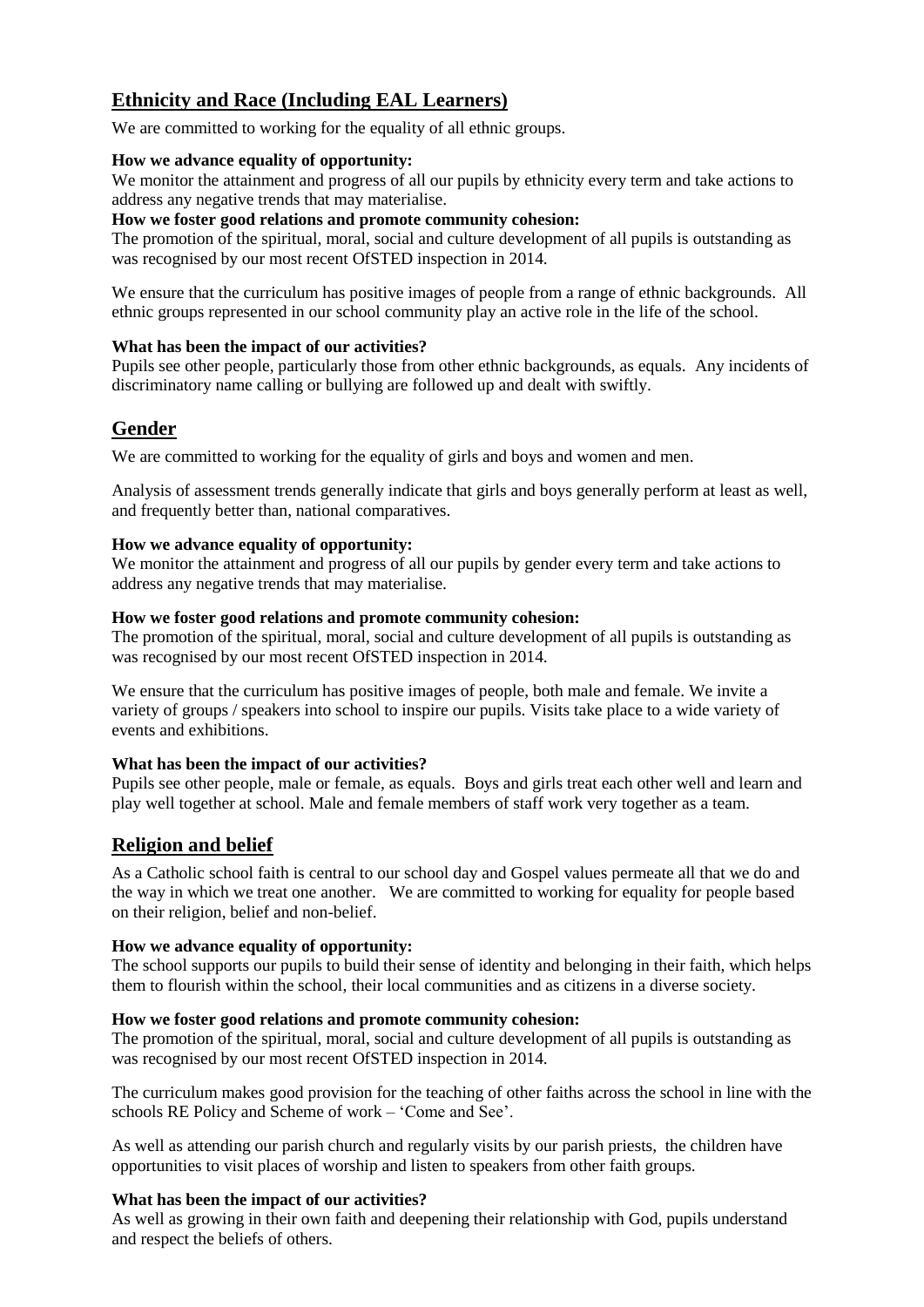## Ethnicity and Race (Including EAL Learners)

We are committed to working for the equality of all ethnic groups.

**How we advance equality of opportunity:**
We monitor the attainment and progress of all our pupils by ethnicity every term and take actions to address any negative trends that may materialise.

**How we foster good relations and promote community cohesion:**
The promotion of the spiritual, moral, social and culture development of all pupils is outstanding as was recognised by our most recent OfSTED inspection in 2014.

We ensure that the curriculum has positive images of people from a range of ethnic backgrounds. All ethnic groups represented in our school community play an active role in the life of the school.

**What has been the impact of our activities?**
Pupils see other people, particularly those from other ethnic backgrounds, as equals. Any incidents of discriminatory name calling or bullying are followed up and dealt with swiftly.

## Gender

We are committed to working for the equality of girls and boys and women and men.

Analysis of assessment trends generally indicate that girls and boys generally perform at least as well, and frequently better than, national comparatives.

**How we advance equality of opportunity:**
We monitor the attainment and progress of all our pupils by gender every term and take actions to address any negative trends that may materialise.

**How we foster good relations and promote community cohesion:**
The promotion of the spiritual, moral, social and culture development of all pupils is outstanding as was recognised by our most recent OfSTED inspection in 2014.

We ensure that the curriculum has positive images of people, both male and female. We invite a variety of groups / speakers into school to inspire our pupils. Visits take place to a wide variety of events and exhibitions.

**What has been the impact of our activities?**
Pupils see other people, male or female, as equals. Boys and girls treat each other well and learn and play well together at school. Male and female members of staff work very together as a team.

## Religion and belief

As a Catholic school faith is central to our school day and Gospel values permeate all that we do and the way in which we treat one another. We are committed to working for equality for people based on their religion, belief and non-belief.

**How we advance equality of opportunity:**
The school supports our pupils to build their sense of identity and belonging in their faith, which helps them to flourish within the school, their local communities and as citizens in a diverse society.

**How we foster good relations and promote community cohesion:**
The promotion of the spiritual, moral, social and culture development of all pupils is outstanding as was recognised by our most recent OfSTED inspection in 2014.

The curriculum makes good provision for the teaching of other faiths across the school in line with the schools RE Policy and Scheme of work – 'Come and See'.

As well as attending our parish church and regularly visits by our parish priests, the children have opportunities to visit places of worship and listen to speakers from other faith groups.

**What has been the impact of our activities?**
As well as growing in their own faith and deepening their relationship with God, pupils understand and respect the beliefs of others.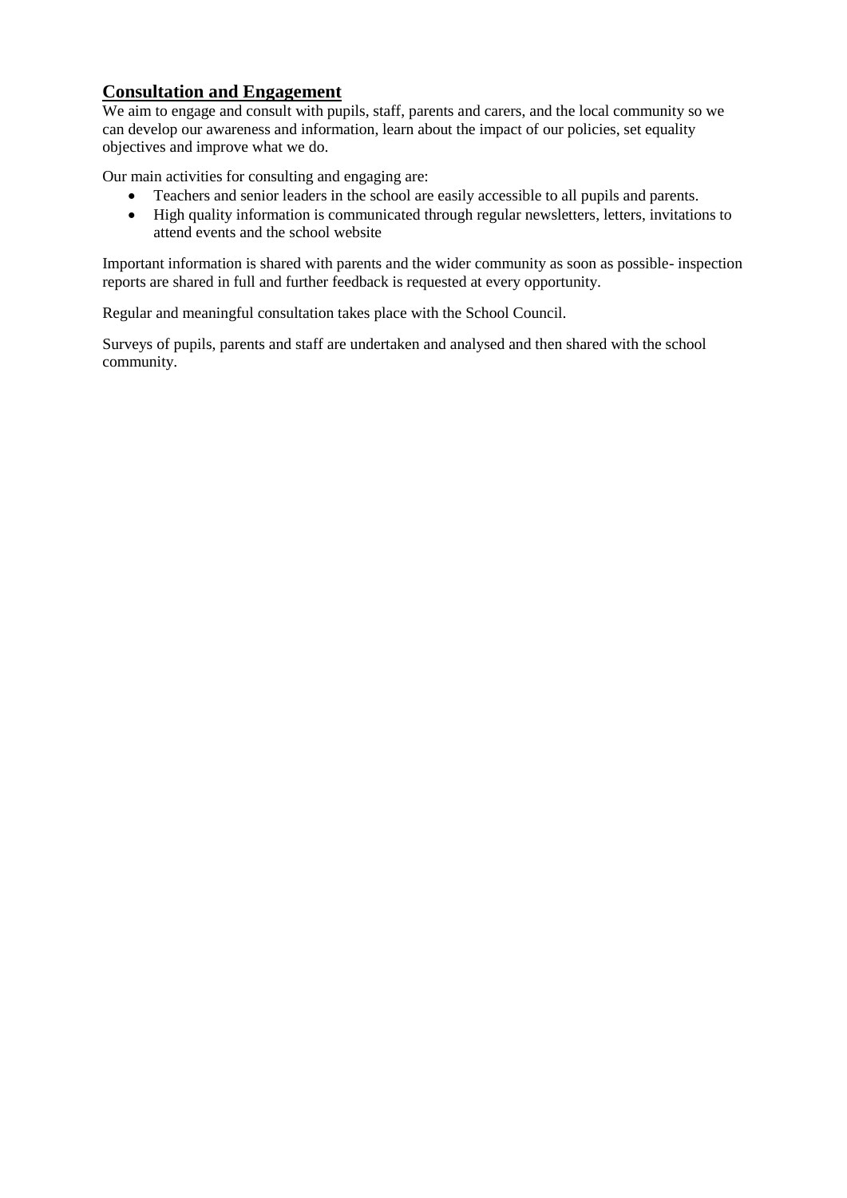## Consultation and Engagement

We aim to engage and consult with pupils, staff, parents and carers, and the local community so we can develop our awareness and information, learn about the impact of our policies, set equality objectives and improve what we do.

Our main activities for consulting and engaging are:

- Teachers and senior leaders in the school are easily accessible to all pupils and parents.
- High quality information is communicated through regular newsletters, letters, invitations to attend events and the school website

Important information is shared with parents and the wider community as soon as possible- inspection reports are shared in full and further feedback is requested at every opportunity.

Regular and meaningful consultation takes place with the School Council.

Surveys of pupils, parents and staff are undertaken and analysed and then shared with the school community.